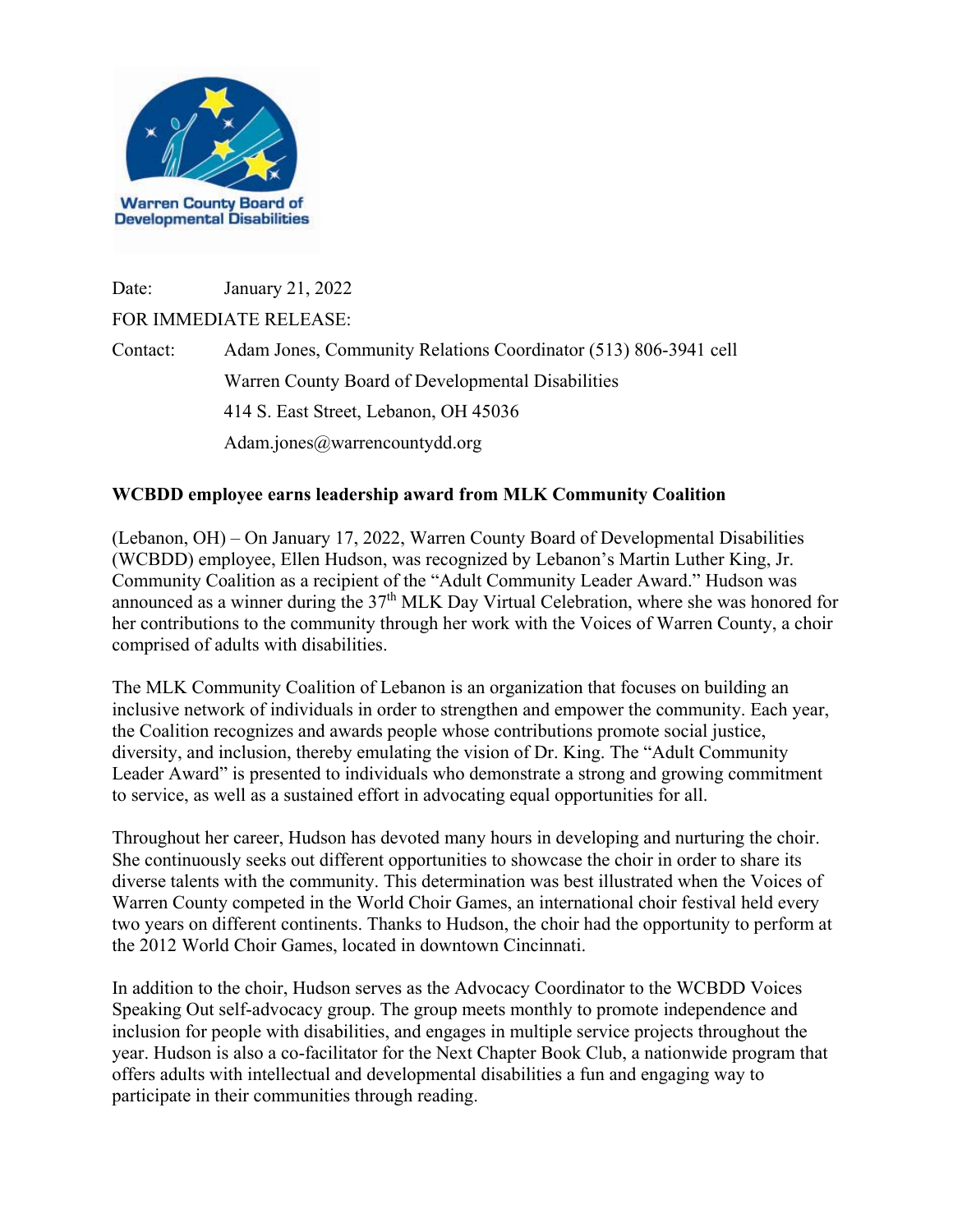Warren County Board of Developmental Disabilities

Date: January 21, 2022

FOR IMMEDIATE RELEASE:

Contact: Adam Jones, Community Relations Coordinator (513) 806-3941 cell
Warren County Board of Developmental Disabilities
414 S. East Street, Lebanon, OH 45036
Adam.jones@warrencountydd.org

**WCBDD employee earns leadership award from MLK Community Coalition**

(Lebanon, OH) – On January 17, 2022, Warren County Board of Developmental Disabilities (WCBDD) employee, Ellen Hudson, was recognized by Lebanon's Martin Luther King, Jr. Community Coalition as a recipient of the "Adult Community Leader Award." Hudson was announced as a winner during the 37th MLK Day Virtual Celebration, where she was honored for her contributions to the community through her work with the Voices of Warren County, a choir comprised of adults with disabilities.

The MLK Community Coalition of Lebanon is an organization that focuses on building an inclusive network of individuals in order to strengthen and empower the community. Each year, the Coalition recognizes and awards people whose contributions promote social justice, diversity, and inclusion, thereby emulating the vision of Dr. King. The "Adult Community Leader Award" is presented to individuals who demonstrate a strong and growing commitment to service, as well as a sustained effort in advocating equal opportunities for all.

Throughout her career, Hudson has devoted many hours in developing and nurturing the choir. She continuously seeks out different opportunities to showcase the choir in order to share its diverse talents with the community. This determination was best illustrated when the Voices of Warren County competed in the World Choir Games, an international choir festival held every two years on different continents. Thanks to Hudson, the choir had the opportunity to perform at the 2012 World Choir Games, located in downtown Cincinnati.

In addition to the choir, Hudson serves as the Advocacy Coordinator to the WCBDD Voices Speaking Out self-advocacy group. The group meets monthly to promote independence and inclusion for people with disabilities, and engages in multiple service projects throughout the year. Hudson is also a co-facilitator for the Next Chapter Book Club, a nationwide program that offers adults with intellectual and developmental disabilities a fun and engaging way to participate in their communities through reading.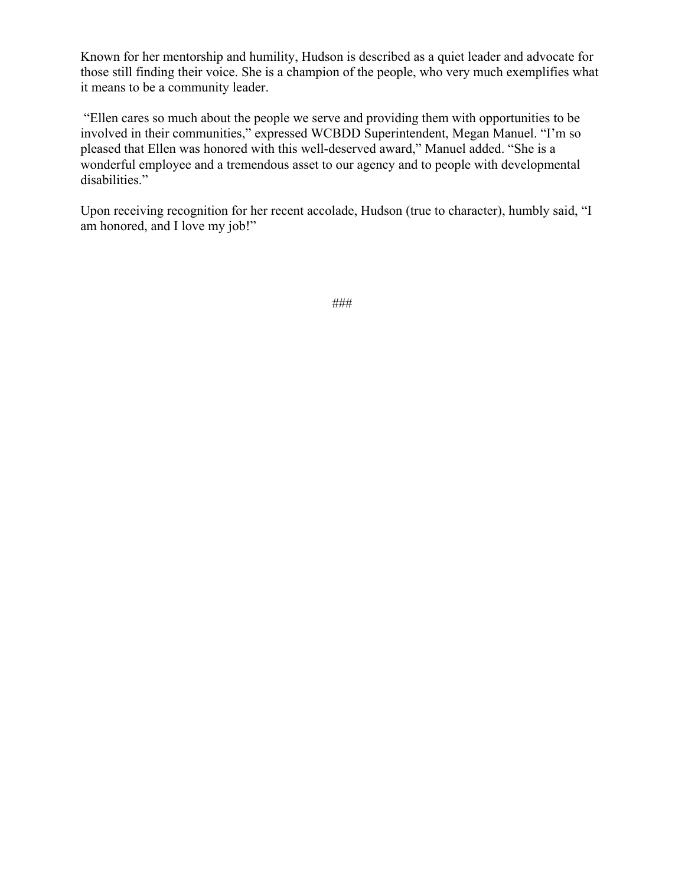Known for her mentorship and humility, Hudson is described as a quiet leader and advocate for those still finding their voice. She is a champion of the people, who very much exemplifies what it means to be a community leader.

"Ellen cares so much about the people we serve and providing them with opportunities to be involved in their communities," expressed WCBDD Superintendent, Megan Manuel. "I'm so pleased that Ellen was honored with this well-deserved award," Manuel added. "She is a wonderful employee and a tremendous asset to our agency and to people with developmental disabilities."

Upon receiving recognition for her recent accolade, Hudson (true to character), humbly said, "I am honored, and I love my job!"

###